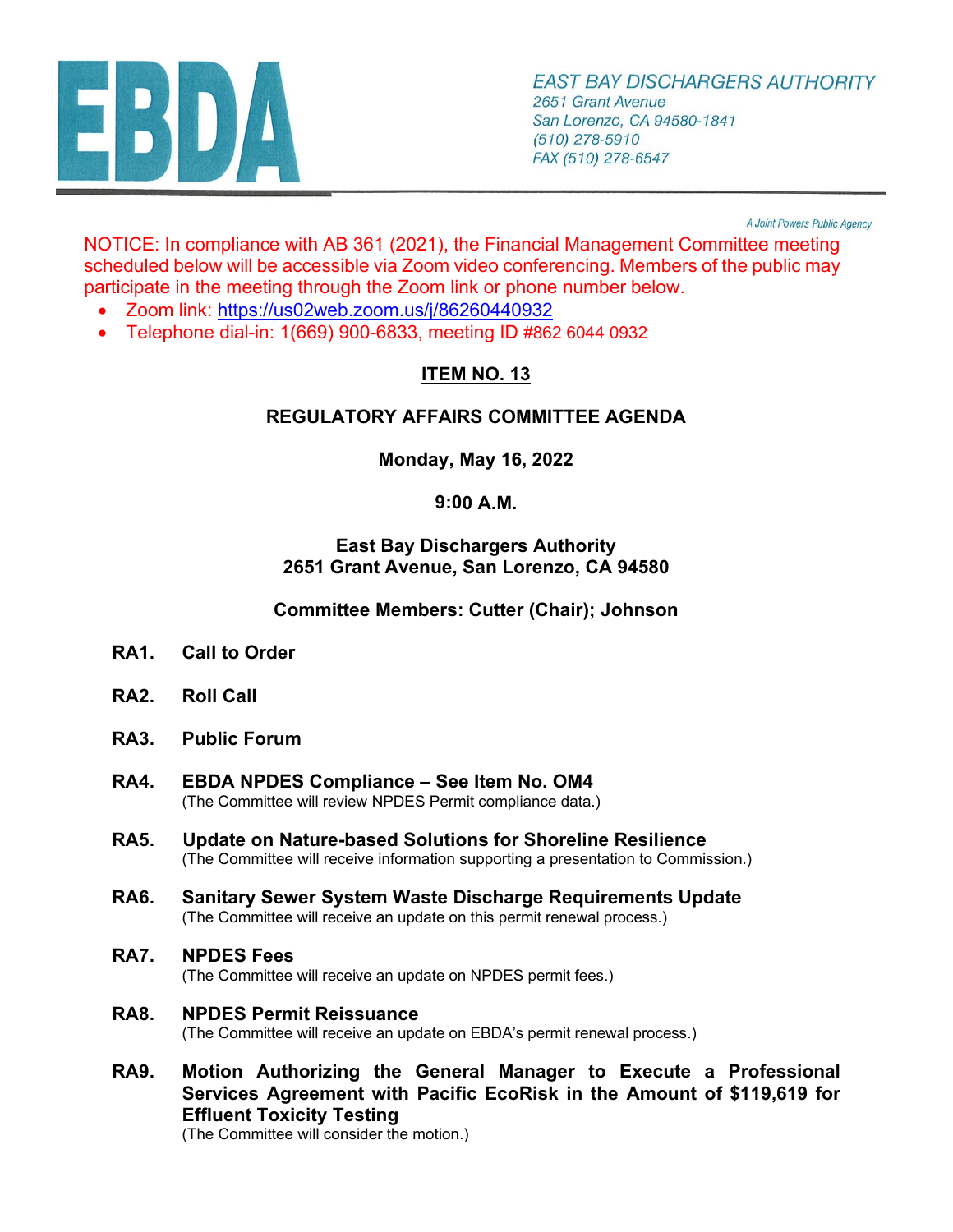EBDA

EAST BAY DISCHARGERS AUTHORITY
2651 Grant Avenue
San Lorenzo, CA 94580-1841
(510) 278-5910
FAX (510) 278-6547

*A Joint Powers Public Agency*

NOTICE: In compliance with AB 361 (2021), the Financial Management Committee meeting scheduled below will be accessible via Zoom video conferencing. Members of the public may participate in the meeting through the Zoom link or phone number below.

- Zoom link: https://us02web.zoom.us/j/86260440932
- Telephone dial-in: 1(669) 900-6833, meeting ID #862 6044 0932

## ITEM NO. 13

## REGULATORY AFFAIRS COMMITTEE AGENDA

**Monday, May 16, 2022**

**9:00 A.M.**

**East Bay Dischargers Authority**
**2651 Grant Avenue, San Lorenzo, CA 94580**

**Committee Members: Cutter (Chair); Johnson**

**RA1. Call to Order**

**RA2. Roll Call**

**RA3. Public Forum**

**RA4. EBDA NPDES Compliance – See Item No. OM4**
(The Committee will review NPDES Permit compliance data.)

**RA5. Update on Nature-based Solutions for Shoreline Resilience**
(The Committee will receive information supporting a presentation to Commission.)

**RA6. Sanitary Sewer System Waste Discharge Requirements Update**
(The Committee will receive an update on this permit renewal process.)

**RA7. NPDES Fees**
(The Committee will receive an update on NPDES permit fees.)

**RA8. NPDES Permit Reissuance**
(The Committee will receive an update on EBDA's permit renewal process.)

**RA9. Motion Authorizing the General Manager to Execute a Professional Services Agreement with Pacific EcoRisk in the Amount of $119,619 for Effluent Toxicity Testing**
(The Committee will consider the motion.)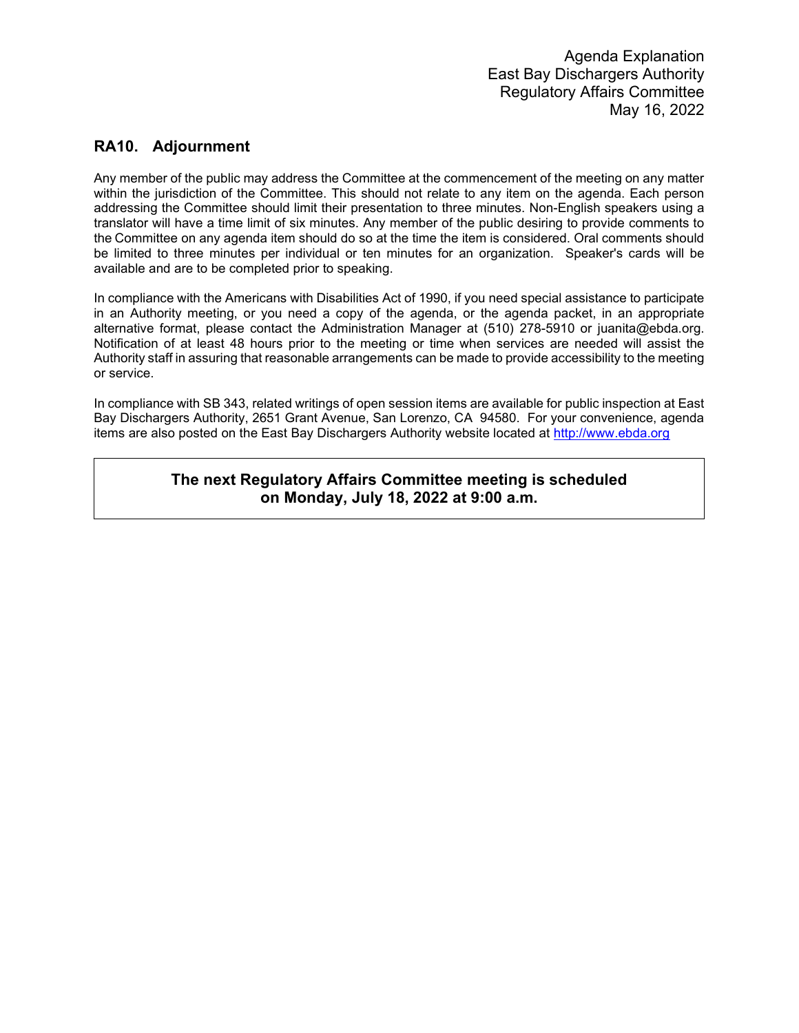Agenda Explanation
East Bay Dischargers Authority
Regulatory Affairs Committee
May 16, 2022

## RA10. Adjournment

Any member of the public may address the Committee at the commencement of the meeting on any matter within the jurisdiction of the Committee. This should not relate to any item on the agenda. Each person addressing the Committee should limit their presentation to three minutes. Non-English speakers using a translator will have a time limit of six minutes. Any member of the public desiring to provide comments to the Committee on any agenda item should do so at the time the item is considered. Oral comments should be limited to three minutes per individual or ten minutes for an organization. Speaker's cards will be available and are to be completed prior to speaking.

In compliance with the Americans with Disabilities Act of 1990, if you need special assistance to participate in an Authority meeting, or you need a copy of the agenda, or the agenda packet, in an appropriate alternative format, please contact the Administration Manager at (510) 278-5910 or juanita@ebda.org. Notification of at least 48 hours prior to the meeting or time when services are needed will assist the Authority staff in assuring that reasonable arrangements can be made to provide accessibility to the meeting or service.

In compliance with SB 343, related writings of open session items are available for public inspection at East Bay Dischargers Authority, 2651 Grant Avenue, San Lorenzo, CA 94580. For your convenience, agenda items are also posted on the East Bay Dischargers Authority website located at http://www.ebda.org

**The next Regulatory Affairs Committee meeting is scheduled on Monday, July 18, 2022 at 9:00 a.m.**